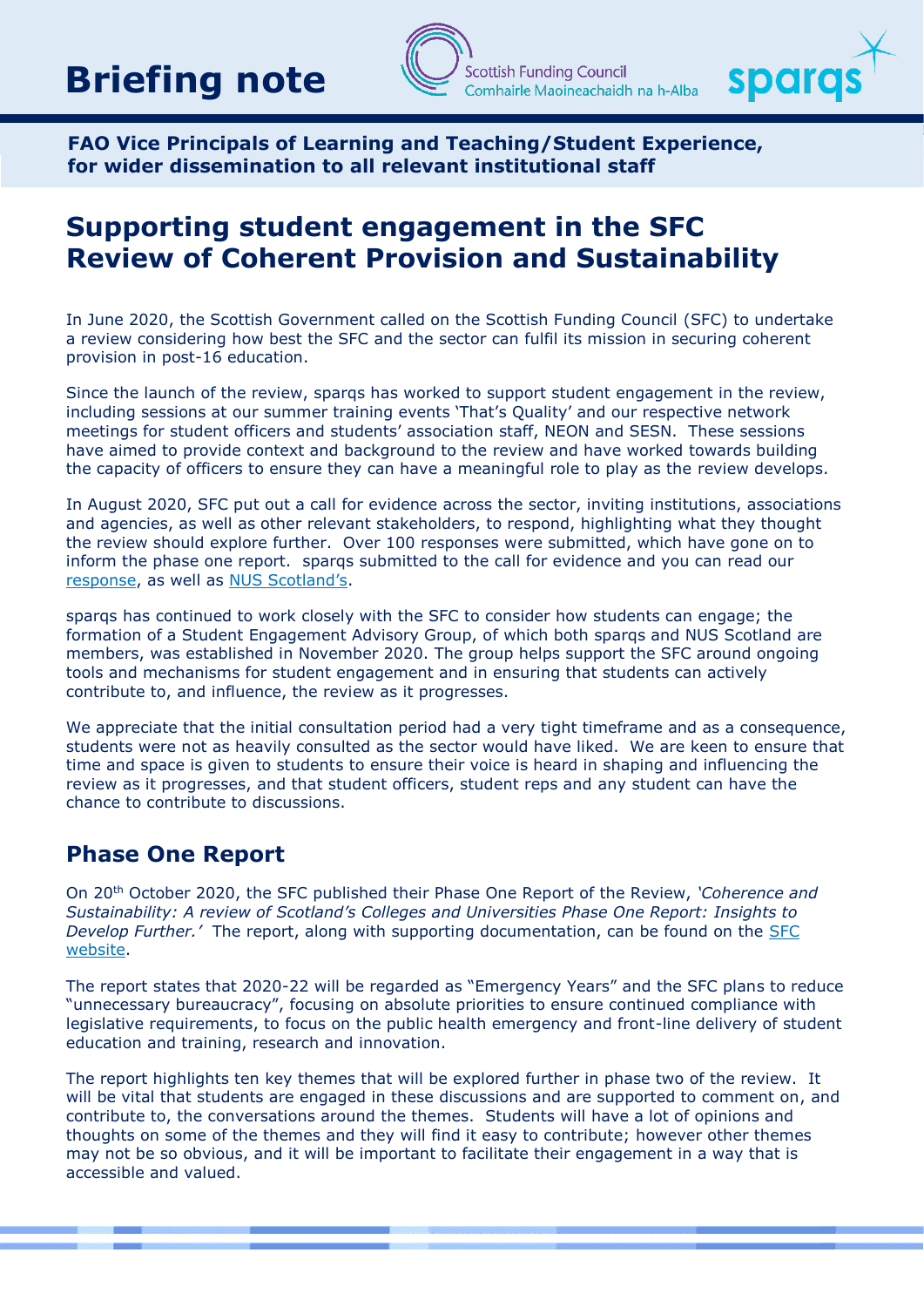# Briefing note

**FAO Vice Principals of Learning and Teaching/Student Experience, for wider dissemination to all relevant institutional staff**

## Supporting student engagement in the SFC Review of Coherent Provision and Sustainability

In June 2020, the Scottish Government called on the Scottish Funding Council (SFC) to undertake a review considering how best the SFC and the sector can fulfil its mission in securing coherent provision in post-16 education.

Since the launch of the review, sparqs has worked to support student engagement in the review, including sessions at our summer training events 'That's Quality' and our respective network meetings for student officers and students' association staff, NEON and SESN. These sessions have aimed to provide context and background to the review and have worked towards building the capacity of officers to ensure they can have a meaningful role to play as the review develops.

In August 2020, SFC put out a call for evidence across the sector, inviting institutions, associations and agencies, as well as other relevant stakeholders, to respond, highlighting what they thought the review should explore further. Over 100 responses were submitted, which have gone on to inform the phase one report. sparqs submitted to the call for evidence and you can read our response, as well as NUS Scotland's.

sparqs has continued to work closely with the SFC to consider how students can engage; the formation of a Student Engagement Advisory Group, of which both sparqs and NUS Scotland are members, was established in November 2020. The group helps support the SFC around ongoing tools and mechanisms for student engagement and in ensuring that students can actively contribute to, and influence, the review as it progresses.

We appreciate that the initial consultation period had a very tight timeframe and as a consequence, students were not as heavily consulted as the sector would have liked. We are keen to ensure that time and space is given to students to ensure their voice is heard in shaping and influencing the review as it progresses, and that student officers, student reps and any student can have the chance to contribute to discussions.

## Phase One Report

On 20th October 2020, the SFC published their Phase One Report of the Review, *'Coherence and Sustainability: A review of Scotland's Colleges and Universities Phase One Report: Insights to Develop Further.'* The report, along with supporting documentation, can be found on the SFC website.

The report states that 2020-22 will be regarded as "Emergency Years" and the SFC plans to reduce "unnecessary bureaucracy", focusing on absolute priorities to ensure continued compliance with legislative requirements, to focus on the public health emergency and front-line delivery of student education and training, research and innovation.

The report highlights ten key themes that will be explored further in phase two of the review. It will be vital that students are engaged in these discussions and are supported to comment on, and contribute to, the conversations around the themes. Students will have a lot of opinions and thoughts on some of the themes and they will find it easy to contribute; however other themes may not be so obvious, and it will be important to facilitate their engagement in a way that is accessible and valued.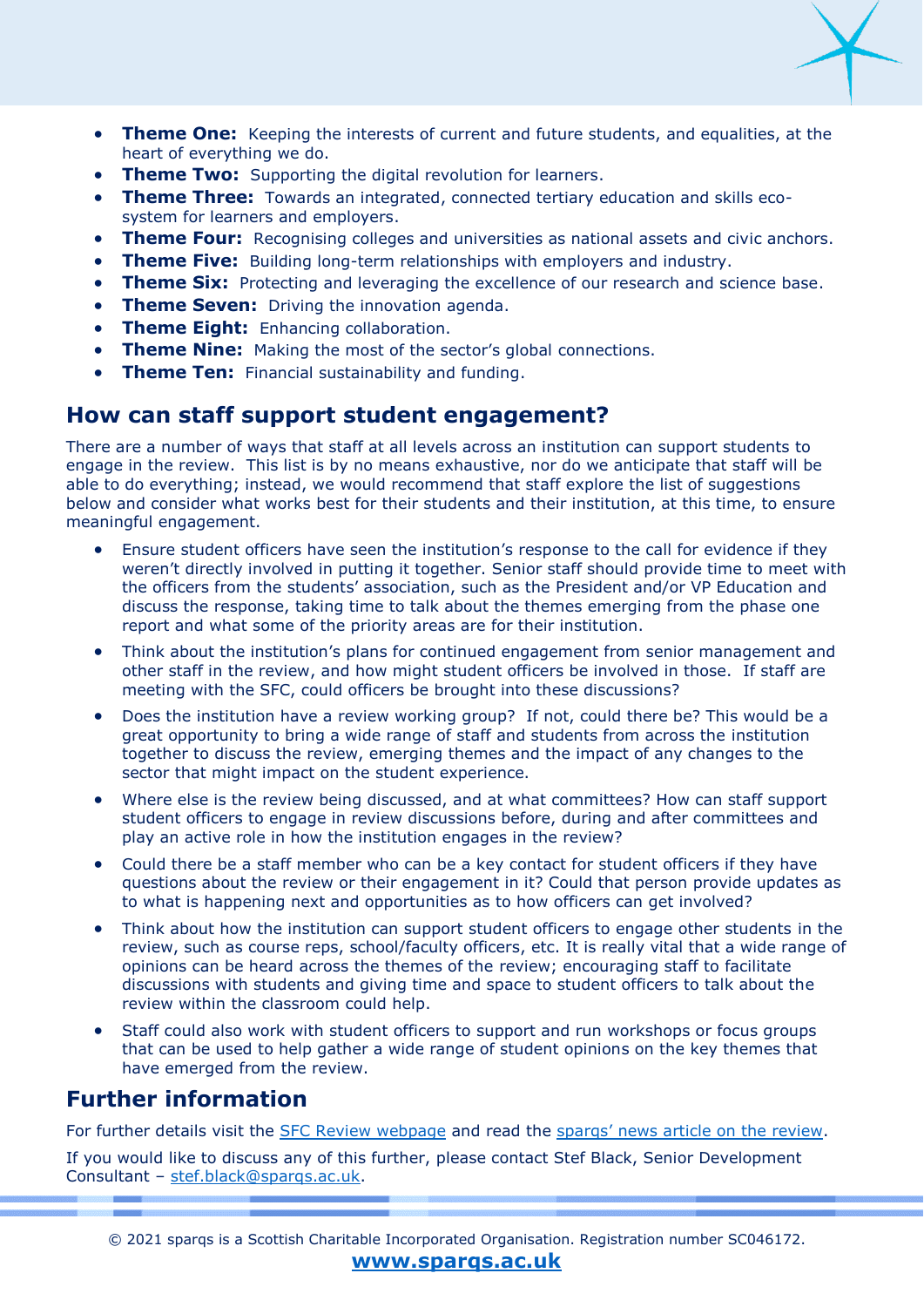- **Theme One:** Keeping the interests of current and future students, and equalities, at the heart of everything we do.
- **Theme Two:** Supporting the digital revolution for learners.
- **Theme Three:** Towards an integrated, connected tertiary education and skills eco-system for learners and employers.
- **Theme Four:** Recognising colleges and universities as national assets and civic anchors.
- **Theme Five:** Building long-term relationships with employers and industry.
- **Theme Six:** Protecting and leveraging the excellence of our research and science base.
- **Theme Seven:** Driving the innovation agenda.
- **Theme Eight:** Enhancing collaboration.
- **Theme Nine:** Making the most of the sector's global connections.
- **Theme Ten:** Financial sustainability and funding.

## How can staff support student engagement?

There are a number of ways that staff at all levels across an institution can support students to engage in the review. This list is by no means exhaustive, nor do we anticipate that staff will be able to do everything; instead, we would recommend that staff explore the list of suggestions below and consider what works best for their students and their institution, at this time, to ensure meaningful engagement.

- Ensure student officers have seen the institution's response to the call for evidence if they weren't directly involved in putting it together. Senior staff should provide time to meet with the officers from the students' association, such as the President and/or VP Education and discuss the response, taking time to talk about the themes emerging from the phase one report and what some of the priority areas are for their institution.
- Think about the institution's plans for continued engagement from senior management and other staff in the review, and how might student officers be involved in those. If staff are meeting with the SFC, could officers be brought into these discussions?
- Does the institution have a review working group? If not, could there be? This would be a great opportunity to bring a wide range of staff and students from across the institution together to discuss the review, emerging themes and the impact of any changes to the sector that might impact on the student experience.
- Where else is the review being discussed, and at what committees? How can staff support student officers to engage in review discussions before, during and after committees and play an active role in how the institution engages in the review?
- Could there be a staff member who can be a key contact for student officers if they have questions about the review or their engagement in it? Could that person provide updates as to what is happening next and opportunities as to how officers can get involved?
- Think about how the institution can support student officers to engage other students in the review, such as course reps, school/faculty officers, etc. It is really vital that a wide range of opinions can be heard across the themes of the review; encouraging staff to facilitate discussions with students and giving time and space to student officers to talk about the review within the classroom could help.
- Staff could also work with student officers to support and run workshops or focus groups that can be used to help gather a wide range of student opinions on the key themes that have emerged from the review.

## Further information

For further details visit the SFC Review webpage and read the sparqs' news article on the review.

If you would like to discuss any of this further, please contact Stef Black, Senior Development Consultant – stef.black@sparqs.ac.uk.

© 2021 sparqs is a Scottish Charitable Incorporated Organisation. Registration number SC046172.

**www.sparqs.ac.uk**